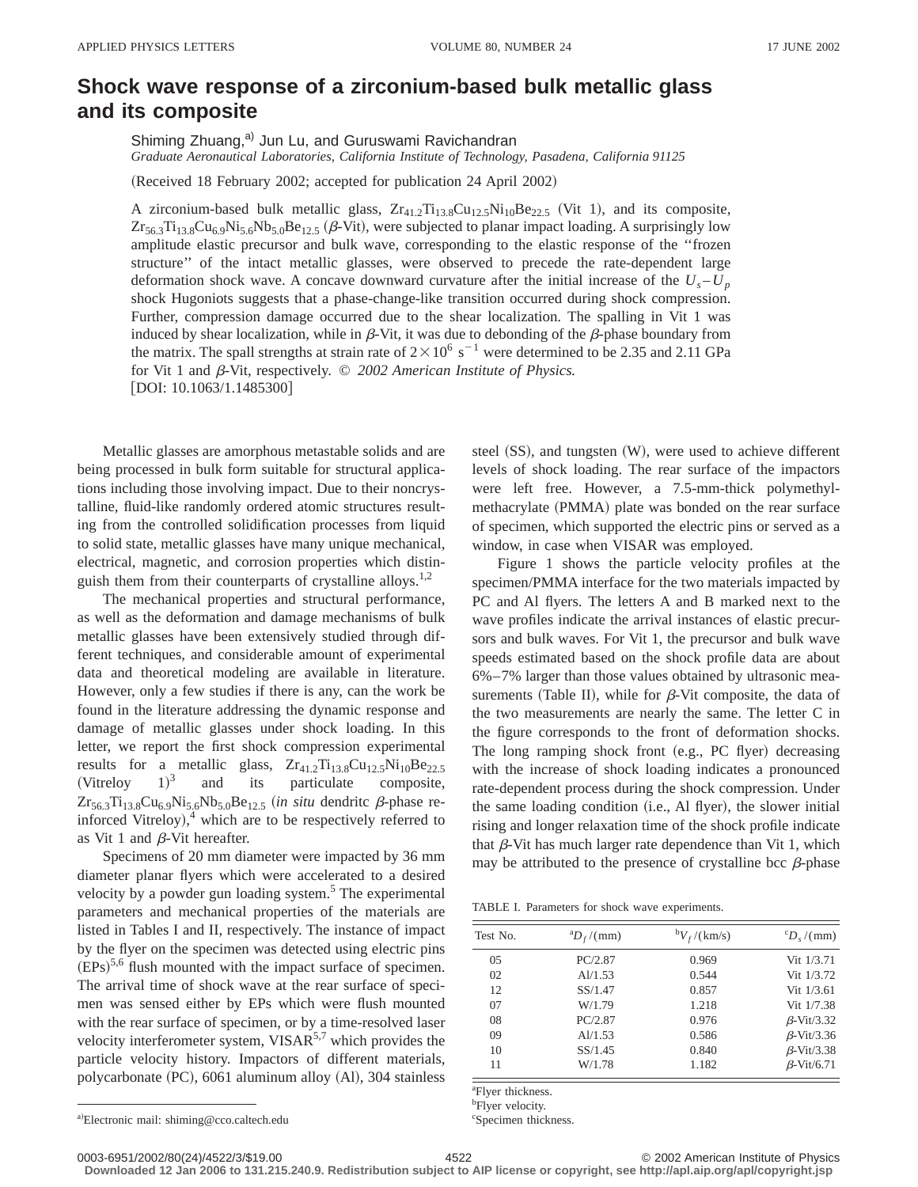# Shock wave response of a zirconium-based bulk metallic glass and its composite

Shiming Zhuang,[a] Jun Lu, and Guruswami Ravichandran

*Graduate Aeronautical Laboratories, California Institute of Technology, Pasadena, California 91125*

(Received 18 February 2002; accepted for publication 24 April 2002)

A zirconium-based bulk metallic glass, $Zr_{41.2}Ti_{13.8}Cu_{12.5}Ni_{10}Be_{22.5}$ (Vit 1), and its composite, $Zr_{56.3}Ti_{13.8}Cu_{6.9}Ni_{5.6}Nb_{5.0}Be_{12.5}$ ($\beta$-Vit), were subjected to planar impact loading. A surprisingly low amplitude elastic precursor and bulk wave, corresponding to the elastic response of the ''frozen structure'' of the intact metallic glasses, were observed to precede the rate-dependent large deformation shock wave. A concave downward curvature after the initial increase of the $U_s - U_p$ shock Hugoniots suggests that a phase-change-like transition occurred during shock compression. Further, compression damage occurred due to the shear localization. The spalling in Vit 1 was induced by shear localization, while in $\beta$-Vit, it was due to debonding of the $\beta$-phase boundary from the matrix. The spall strengths at strain rate of $2\times10^6\ s^{-1}$ were determined to be 2.35 and 2.11 GPa for Vit 1 and $\beta$-Vit, respectively. © *2002 American Institute of Physics.* [DOI: 10.1063/1.1485300]

Metallic glasses are amorphous metastable solids and are being processed in bulk form suitable for structural applications including those involving impact. Due to their noncrystalline, fluid-like randomly ordered atomic structures resulting from the controlled solidification processes from liquid to solid state, metallic glasses have many unique mechanical, electrical, magnetic, and corrosion properties which distinguish them from their counterparts of crystalline alloys.[1,2]

The mechanical properties and structural performance, as well as the deformation and damage mechanisms of bulk metallic glasses have been extensively studied through different techniques, and considerable amount of experimental data and theoretical modeling are available in literature. However, only a few studies if there is any, can the work be found in the literature addressing the dynamic response and damage of metallic glasses under shock loading. In this letter, we report the first shock compression experimental results for a metallic glass, $Zr_{41.2}Ti_{13.8}Cu_{12.5}Ni_{10}Be_{22.5}$ (Vitreloy 1)[3] and its particulate composite, $Zr_{56.3}Ti_{13.8}Cu_{6.9}Ni_{5.6}Nb_{5.0}Be_{12.5}$ (*in situ* dendritc $\beta$-phase reinforced Vitreloy),[4] which are to be respectively referred to as Vit 1 and $\beta$-Vit hereafter.

Specimens of 20 mm diameter were impacted by 36 mm diameter planar flyers which were accelerated to a desired velocity by a powder gun loading system.[5] The experimental parameters and mechanical properties of the materials are listed in Tables I and II, respectively. The instance of impact by the flyer on the specimen was detected using electric pins (EPs)[5,6] flush mounted with the impact surface of specimen. The arrival time of shock wave at the rear surface of specimen was sensed either by EPs which were flush mounted with the rear surface of specimen, or by a time-resolved laser velocity interferometer system, VISAR[5,7] which provides the particle velocity history. Impactors of different materials, polycarbonate (PC), 6061 aluminum alloy (Al), 304 stainless steel (SS), and tungsten (W), were used to achieve different levels of shock loading. The rear surface of the impactors were left free. However, a 7.5-mm-thick polymethylmethacrylate (PMMA) plate was bonded on the rear surface of specimen, which supported the electric pins or served as a window, in case when VISAR was employed.

Figure 1 shows the particle velocity profiles at the specimen/PMMA interface for the two materials impacted by PC and Al flyers. The letters A and B marked next to the wave profiles indicate the arrival instances of elastic precursors and bulk waves. For Vit 1, the precursor and bulk wave speeds estimated based on the shock profile data are about 6%–7% larger than those values obtained by ultrasonic measurements (Table II), while for $\beta$-Vit composite, the data of the two measurements are nearly the same. The letter C in the figure corresponds to the front of deformation shocks. The long ramping shock front (e.g., PC flyer) decreasing with the increase of shock loading indicates a pronounced rate-dependent process during the shock compression. Under the same loading condition (i.e., Al flyer), the slower initial rising and longer relaxation time of the shock profile indicate that $\beta$-Vit has much larger rate dependence than Vit 1, which may be attributed to the presence of crystalline bcc $\beta$-phase

TABLE I. Parameters for shock wave experiments.

| Test No. | [a]$D_f$/(mm) | [b]$V_f$/(km/s) | [c]$D_s$/(mm) |
|---|---|---|---|
| 05 | PC/2.87 | 0.969 | Vit 1/3.71 |
| 02 | Al/1.53 | 0.544 | Vit 1/3.72 |
| 12 | SS/1.47 | 0.857 | Vit 1/3.61 |
| 07 | W/1.79 | 1.218 | Vit 1/7.38 |
| 08 | PC/2.87 | 0.976 | $\beta$-Vit/3.32 |
| 09 | Al/1.53 | 0.586 | $\beta$-Vit/3.36 |
| 10 | SS/1.45 | 0.840 | $\beta$-Vit/3.38 |
| 11 | W/1.78 | 1.182 | $\beta$-Vit/6.71 |

[a]Flyer thickness.
[b]Flyer velocity.
[c]Specimen thickness.

[a]Electronic mail: shiming@cco.caltech.edu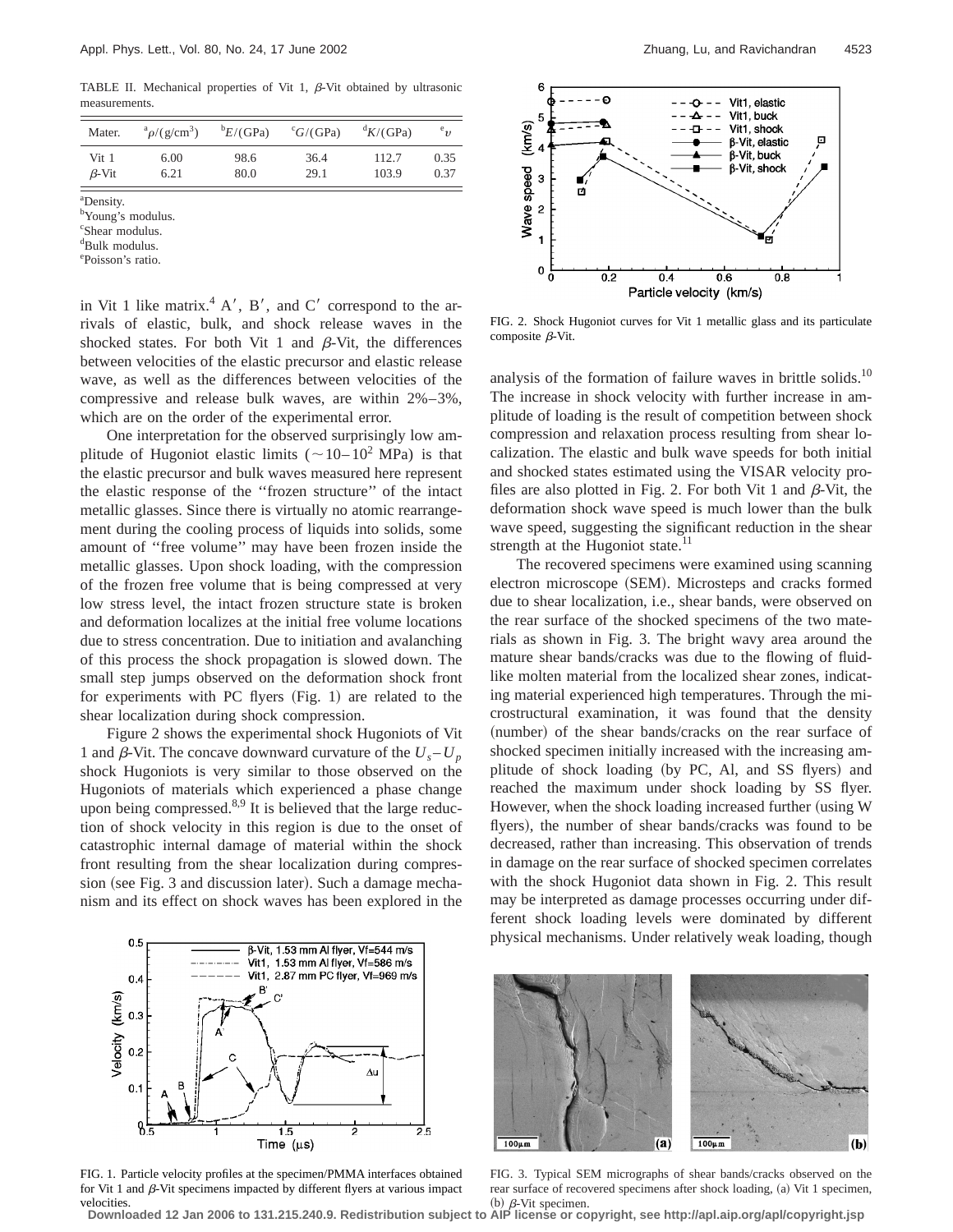TABLE II. Mechanical properties of Vit 1, $\beta$-Vit obtained by ultrasonic measurements.

| Mater. | [a]$\rho$/(g/cm$^3$) | [b]$E$/(GPa) | [c]$G$/(GPa) | [d]$K$/(GPa) | [e]$\upsilon$ |
|---|---|---|---|---|---|
| Vit 1 | 6.00 | 98.6 | 36.4 | 112.7 | 0.35 |
| $\beta$-Vit | 6.21 | 80.0 | 29.1 | 103.9 | 0.37 |

[a]Density.
[b]Young's modulus.
[c]Shear modulus.
[d]Bulk modulus.
[e]Poisson's ratio.

in Vit 1 like matrix.[4] A′, B′, and C′ correspond to the arrivals of elastic, bulk, and shock release waves in the shocked states. For both Vit 1 and $\beta$-Vit, the differences between velocities of the elastic precursor and elastic release wave, as well as the differences between velocities of the compressive and release bulk waves, are within 2%–3%, which are on the order of the experimental error.

One interpretation for the observed surprisingly low amplitude of Hugoniot elastic limits ($\sim 10-10^2$ MPa) is that the elastic precursor and bulk waves measured here represent the elastic response of the ''frozen structure'' of the intact metallic glasses. Since there is virtually no atomic rearrangement during the cooling process of liquids into solids, some amount of ''free volume'' may have been frozen inside the metallic glasses. Upon shock loading, with the compression of the frozen free volume that is being compressed at very low stress level, the intact frozen structure state is broken and deformation localizes at the initial free volume locations due to stress concentration. Due to initiation and avalanching of this process the shock propagation is slowed down. The small step jumps observed on the deformation shock front for experiments with PC flyers (Fig. 1) are related to the shear localization during shock compression.

Figure 2 shows the experimental shock Hugoniots of Vit 1 and $\beta$-Vit. The concave downward curvature of the $U_s-U_p$ shock Hugoniots is very similar to those observed on the Hugoniots of materials which experienced a phase change upon being compressed.[8,9] It is believed that the large reduction of shock velocity in this region is due to the onset of catastrophic internal damage of material within the shock front resulting from the shear localization during compression (see Fig. 3 and discussion later). Such a damage mechanism and its effect on shock waves has been explored in the

FIG. 1. Particle velocity profiles at the specimen/PMMA interfaces obtained for Vit 1 and $\beta$-Vit specimens impacted by different flyers at various impact velocities.

FIG. 2. Shock Hugoniot curves for Vit 1 metallic glass and its particulate composite $\beta$-Vit.

analysis of the formation of failure waves in brittle solids.[10] The increase in shock velocity with further increase in amplitude of loading is the result of competition between shock compression and relaxation process resulting from shear localization. The elastic and bulk wave speeds for both initial and shocked states estimated using the VISAR velocity profiles are also plotted in Fig. 2. For both Vit 1 and $\beta$-Vit, the deformation shock wave speed is much lower than the bulk wave speed, suggesting the significant reduction in the shear strength at the Hugoniot state.[11]

The recovered specimens were examined using scanning electron microscope (SEM). Microsteps and cracks formed due to shear localization, i.e., shear bands, were observed on the rear surface of the shocked specimens of the two materials as shown in Fig. 3. The bright wavy area around the mature shear bands/cracks was due to the flowing of fluid-like molten material from the localized shear zones, indicating material experienced high temperatures. Through the microstructural examination, it was found that the density (number) of the shear bands/cracks on the rear surface of shocked specimen initially increased with the increasing amplitude of shock loading (by PC, Al, and SS flyers) and reached the maximum under shock loading by SS flyer. However, when the shock loading increased further (using W flyers), the number of shear bands/cracks was found to be decreased, rather than increasing. This observation of trends in damage on the rear surface of shocked specimen correlates with the shock Hugoniot data shown in Fig. 2. This result may be interpreted as damage processes occurring under different shock loading levels were dominated by different physical mechanisms. Under relatively weak loading, though

FIG. 3. Typical SEM micrographs of shear bands/cracks observed on the rear surface of recovered specimens after shock loading, (a) Vit 1 specimen, (b) $\beta$-Vit specimen.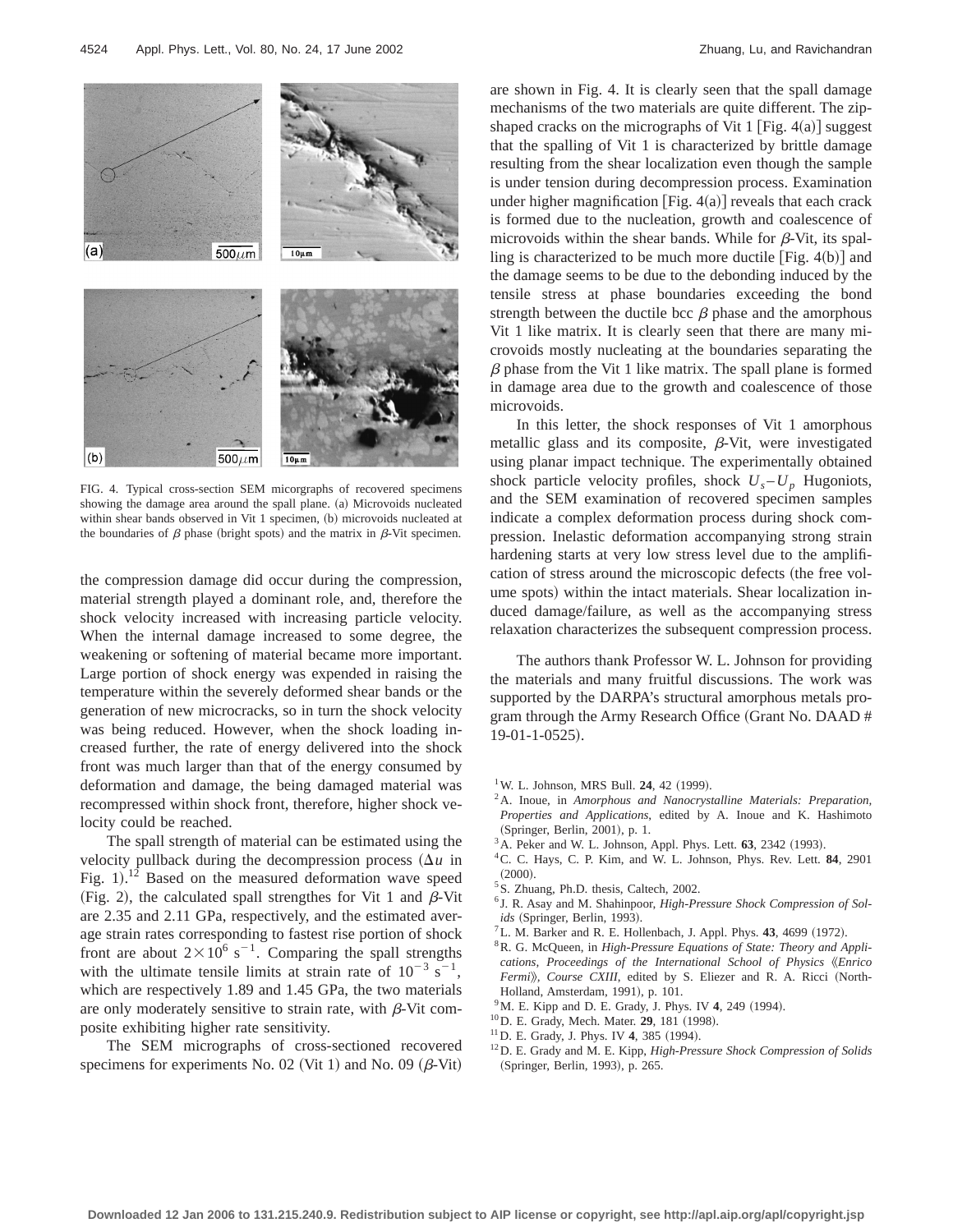FIG. 4. Typical cross-section SEM micrographs of recovered specimens showing the damage area around the spall plane. (a) Microvoids nucleated within shear bands observed in Vit 1 specimen, (b) microvoids nucleated at the boundaries of $\beta$ phase (bright spots) and the matrix in $\beta$-Vit specimen.

the compression damage did occur during the compression, material strength played a dominant role, and, therefore the shock velocity increased with increasing particle velocity. When the internal damage increased to some degree, the weakening or softening of material became more important. Large portion of shock energy was expended in raising the temperature within the severely deformed shear bands or the generation of new microcracks, so in turn the shock velocity was being reduced. However, when the shock loading increased further, the rate of energy delivered into the shock front was much larger than that of the energy consumed by deformation and damage, the being damaged material was recompressed within shock front, therefore, higher shock velocity could be reached.

The spall strength of material can be estimated using the velocity pullback during the decompression process ($\Delta u$ in Fig. 1).[12] Based on the measured deformation wave speed (Fig. 2), the calculated spall strengthes for Vit 1 and $\beta$-Vit are 2.35 and 2.11 GPa, respectively, and the estimated average strain rates corresponding to fastest rise portion of shock front are about $2\times10^{6}\ \mathrm{s}^{-1}$. Comparing the spall strengths with the ultimate tensile limits at strain rate of $10^{-3}\ \mathrm{s}^{-1}$, which are respectively 1.89 and 1.45 GPa, the two materials are only moderately sensitive to strain rate, with $\beta$-Vit composite exhibiting higher rate sensitivity.

The SEM micrographs of cross-sectioned recovered specimens for experiments No. 02 (Vit 1) and No. 09 ($\beta$-Vit) are shown in Fig. 4. It is clearly seen that the spall damage mechanisms of the two materials are quite different. The zip-shaped cracks on the micrographs of Vit 1 [Fig. 4(a)] suggest that the spalling of Vit 1 is characterized by brittle damage resulting from the shear localization even though the sample is under tension during decompression process. Examination under higher magnification [Fig. 4(a)] reveals that each crack is formed due to the nucleation, growth and coalescence of microvoids within the shear bands. While for $\beta$-Vit, its spalling is characterized to be much more ductile [Fig. 4(b)] and the damage seems to be due to the debonding induced by the tensile stress at phase boundaries exceeding the bond strength between the ductile bcc $\beta$ phase and the amorphous Vit 1 like matrix. It is clearly seen that there are many microvoids mostly nucleating at the boundaries separating the $\beta$ phase from the Vit 1 like matrix. The spall plane is formed in damage area due to the growth and coalescence of those microvoids.

In this letter, the shock responses of Vit 1 amorphous metallic glass and its composite, $\beta$-Vit, were investigated using planar impact technique. The experimentally obtained shock particle velocity profiles, shock $U_s-U_p$ Hugoniots, and the SEM examination of recovered specimen samples indicate a complex deformation process during shock compression. Inelastic deformation accompanying strong strain hardening starts at very low stress level due to the amplification of stress around the microscopic defects (the free volume spots) within the intact materials. Shear localization induced damage/failure, as well as the accompanying stress relaxation characterizes the subsequent compression process.

The authors thank Professor W. L. Johnson for providing the materials and many fruitful discussions. The work was supported by the DARPA's structural amorphous metals program through the Army Research Office (Grant No. DAAD # 19-01-1-0525).

[1] W. L. Johnson, MRS Bull. **24**, 42 (1999).
[2] A. Inoue, in *Amorphous and Nanocrystalline Materials: Preparation, Properties and Applications*, edited by A. Inoue and K. Hashimoto (Springer, Berlin, 2001), p. 1.
[3] A. Peker and W. L. Johnson, Appl. Phys. Lett. **63**, 2342 (1993).
[4] C. C. Hays, C. P. Kim, and W. L. Johnson, Phys. Rev. Lett. **84**, 2901 (2000).
[5] S. Zhuang, Ph.D. thesis, Caltech, 2002.
[6] J. R. Asay and M. Shahinpoor, *High-Pressure Shock Compression of Solids* (Springer, Berlin, 1993).
[7] L. M. Barker and R. E. Hollenbach, J. Appl. Phys. **43**, 4699 (1972).
[8] R. G. McQueen, in *High-Pressure Equations of State: Theory and Applications, Proceedings of the International School of Physics* 《*Enrico Fermi*》, *Course CXIII*, edited by S. Eliezer and R. A. Ricci (North-Holland, Amsterdam, 1991), p. 101.
[9] M. E. Kipp and D. E. Grady, J. Phys. IV **4**, 249 (1994).
[10] D. E. Grady, Mech. Mater. **29**, 181 (1998).
[11] D. E. Grady, J. Phys. IV **4**, 385 (1994).
[12] D. E. Grady and M. E. Kipp, *High-Pressure Shock Compression of Solids* (Springer, Berlin, 1993), p. 265.